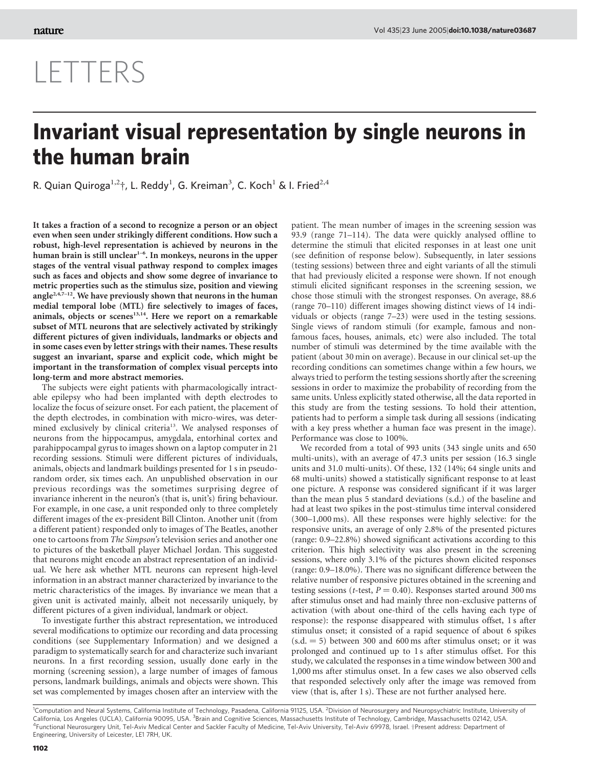# LETTERS

# Invariant visual representation by single neurons in the human brain

R. Quian Quiroga[1,2]†, L. Reddy[1], G. Kreiman[3], C. Koch[1] & I. Fried[2,4]

**It takes a fraction of a second to recognize a person or an object even when seen under strikingly different conditions. How such a robust, high-level representation is achieved by neurons in the human brain is still unclear[1–6]. In monkeys, neurons in the upper stages of the ventral visual pathway respond to complex images such as faces and objects and show some degree of invariance to metric properties such as the stimulus size, position and viewing angle[2,4,7–12]. We have previously shown that neurons in the human medial temporal lobe (MTL) fire selectively to images of faces, animals, objects or scenes[13,14]. Here we report on a remarkable subset of MTL neurons that are selectively activated by strikingly different pictures of given individuals, landmarks or objects and in some cases even by letter strings with their names. These results suggest an invariant, sparse and explicit code, which might be important in the transformation of complex visual percepts into long-term and more abstract memories.**

The subjects were eight patients with pharmacologically intractable epilepsy who had been implanted with depth electrodes to localize the focus of seizure onset. For each patient, the placement of the depth electrodes, in combination with micro-wires, was determined exclusively by clinical criteria[13]. We analysed responses of neurons from the hippocampus, amygdala, entorhinal cortex and parahippocampal gyrus to images shown on a laptop computer in 21 recording sessions. Stimuli were different pictures of individuals, animals, objects and landmark buildings presented for 1 s in pseudo-random order, six times each. An unpublished observation in our previous recordings was the sometimes surprising degree of invariance inherent in the neuron's (that is, unit's) firing behaviour. For example, in one case, a unit responded only to three completely different images of the ex-president Bill Clinton. Another unit (from a different patient) responded only to images of The Beatles, another one to cartoons from *The Simpson's* television series and another one to pictures of the basketball player Michael Jordan. This suggested that neurons might encode an abstract representation of an individual. We here ask whether MTL neurons can represent high-level information in an abstract manner characterized by invariance to the metric characteristics of the images. By invariance we mean that a given unit is activated mainly, albeit not necessarily uniquely, by different pictures of a given individual, landmark or object.

To investigate further this abstract representation, we introduced several modifications to optimize our recording and data processing conditions (see Supplementary Information) and we designed a paradigm to systematically search for and characterize such invariant neurons. In a first recording session, usually done early in the morning (screening session), a large number of images of famous persons, landmark buildings, animals and objects were shown. This set was complemented by images chosen after an interview with the patient. The mean number of images in the screening session was 93.9 (range 71–114). The data were quickly analysed offline to determine the stimuli that elicited responses in at least one unit (see definition of response below). Subsequently, in later sessions (testing sessions) between three and eight variants of all the stimuli that had previously elicited a response were shown. If not enough stimuli elicited significant responses in the screening session, we chose those stimuli with the strongest responses. On average, 88.6 (range 70–110) different images showing distinct views of 14 individuals or objects (range 7–23) were used in the testing sessions. Single views of random stimuli (for example, famous and non-famous faces, houses, animals, etc) were also included. The total number of stimuli was determined by the time available with the patient (about 30 min on average). Because in our clinical set-up the recording conditions can sometimes change within a few hours, we always tried to perform the testing sessions shortly after the screening sessions in order to maximize the probability of recording from the same units. Unless explicitly stated otherwise, all the data reported in this study are from the testing sessions. To hold their attention, patients had to perform a simple task during all sessions (indicating with a key press whether a human face was present in the image). Performance was close to 100%.

We recorded from a total of 993 units (343 single units and 650 multi-units), with an average of 47.3 units per session (16.3 single units and 31.0 multi-units). Of these, 132 (14%; 64 single units and 68 multi-units) showed a statistically significant response to at least one picture. A response was considered significant if it was larger than the mean plus 5 standard deviations (s.d.) of the baseline and had at least two spikes in the post-stimulus time interval considered (300–1,000 ms). All these responses were highly selective: for the responsive units, an average of only 2.8% of the presented pictures (range: 0.9–22.8%) showed significant activations according to this criterion. This high selectivity was also present in the screening sessions, where only 3.1% of the pictures shown elicited responses (range: 0.9–18.0%). There was no significant difference between the relative number of responsive pictures obtained in the screening and testing sessions ($t$-test, $P = 0.40$). Responses started around 300 ms after stimulus onset and had mainly three non-exclusive patterns of activation (with about one-third of the cells having each type of response): the response disappeared with stimulus offset, 1 s after stimulus onset; it consisted of a rapid sequence of about 6 spikes (s.d. = 5) between 300 and 600 ms after stimulus onset; or it was prolonged and continued up to 1 s after stimulus offset. For this study, we calculated the responses in a time window between 300 and 1,000 ms after stimulus onset. In a few cases we also observed cells that responded selectively only after the image was removed from view (that is, after 1 s). These are not further analysed here.

[1]Computation and Neural Systems, California Institute of Technology, Pasadena, California 91125, USA. [2]Division of Neurosurgery and Neuropsychiatric Institute, University of California, Los Angeles (UCLA), California 90095, USA. [3]Brain and Cognitive Sciences, Massachusetts Institute of Technology, Cambridge, Massachusetts 02142, USA. [4]Functional Neurosurgery Unit, Tel-Aviv Medical Center and Sackler Faculty of Medicine, Tel-Aviv University, Tel-Aviv 69978, Israel. †Present address: Department of Engineering, University of Leicester, LE1 7RH, UK.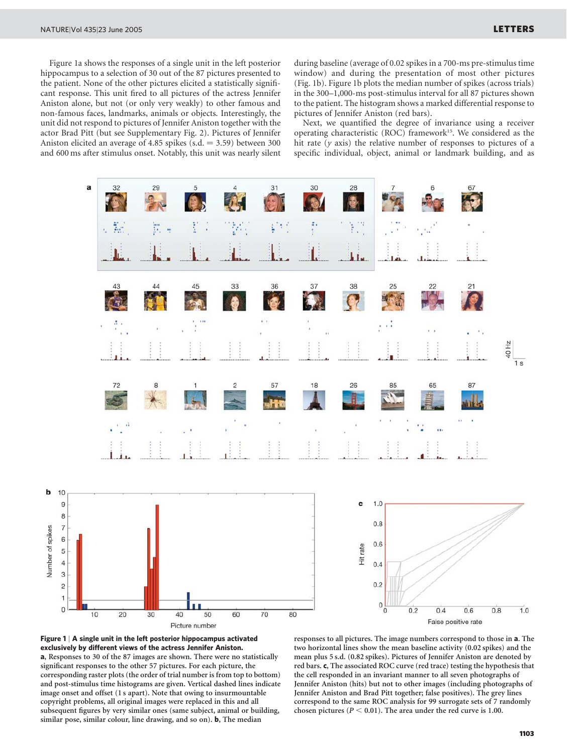Figure 1a shows the responses of a single unit in the left posterior hippocampus to a selection of 30 out of the 87 pictures presented to the patient. None of the other pictures elicited a statistically significant response. This unit fired to all pictures of the actress Jennifer Aniston alone, but not (or only very weakly) to other famous and non-famous faces, landmarks, animals or objects. Interestingly, the unit did not respond to pictures of Jennifer Aniston together with the actor Brad Pitt (but see Supplementary Fig. 2). Pictures of Jennifer Aniston elicited an average of 4.85 spikes (s.d. = 3.59) between 300 and 600 ms after stimulus onset. Notably, this unit was nearly silent during baseline (average of 0.02 spikes in a 700-ms pre-stimulus time window) and during the presentation of most other pictures (Fig. 1b). Figure 1b plots the median number of spikes (across trials) in the 300–1,000-ms post-stimulus interval for all 87 pictures shown to the patient. The histogram shows a marked differential response to pictures of Jennifer Aniston (red bars).

Next, we quantified the degree of invariance using a receiver operating characteristic (ROC) framework[15]. We considered as the hit rate (*y* axis) the relative number of responses to pictures of a specific individual, object, animal or landmark building, and as

**Figure 1 | A single unit in the left posterior hippocampus activated exclusively by different views of the actress Jennifer Aniston.** **a**, Responses to 30 of the 87 images are shown. There were no statistically significant responses to the other 57 pictures. For each picture, the corresponding raster plots (the order of trial number is from top to bottom) and post-stimulus time histograms are given. Vertical dashed lines indicate image onset and offset (1 s apart). Note that owing to insurmountable copyright problems, all original images were replaced in this and all subsequent figures by very similar ones (same subject, animal or building, similar pose, similar colour, line drawing, and so on). **b**, The median responses to all pictures. The image numbers correspond to those in **a**. The two horizontal lines show the mean baseline activity (0.02 spikes) and the mean plus 5 s.d. (0.82 spikes). Pictures of Jennifer Aniston are denoted by red bars. **c**, The associated ROC curve (red trace) testing the hypothesis that the cell responded in an invariant manner to all seven photographs of Jennifer Aniston (hits) but not to other images (including photographs of Jennifer Aniston and Brad Pitt together; false positives). The grey lines correspond to the same ROC analysis for 99 surrogate sets of 7 randomly chosen pictures ($P < 0.01$). The area under the red curve is 1.00.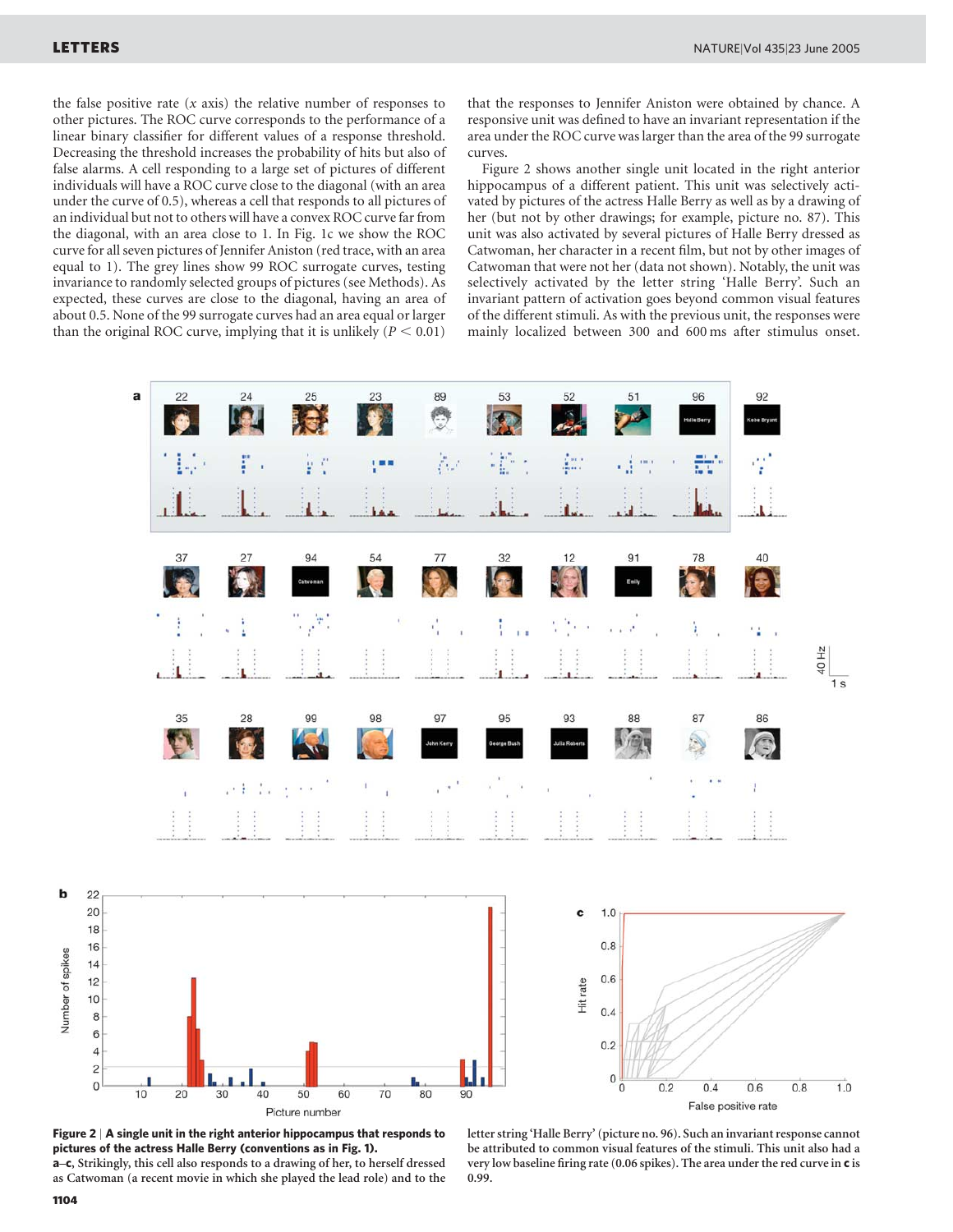the false positive rate (x axis) the relative number of responses to other pictures. The ROC curve corresponds to the performance of a linear binary classifier for different values of a response threshold. Decreasing the threshold increases the probability of hits but also of false alarms. A cell responding to a large set of pictures of different individuals will have a ROC curve close to the diagonal (with an area under the curve of 0.5), whereas a cell that responds to all pictures of an individual but not to others will have a convex ROC curve far from the diagonal, with an area close to 1. In Fig. 1c we show the ROC curve for all seven pictures of Jennifer Aniston (red trace, with an area equal to 1). The grey lines show 99 ROC surrogate curves, testing invariance to randomly selected groups of pictures (see Methods). As expected, these curves are close to the diagonal, having an area of about 0.5. None of the 99 surrogate curves had an area equal or larger than the original ROC curve, implying that it is unlikely ($P < 0.01$) that the responses to Jennifer Aniston were obtained by chance. A responsive unit was defined to have an invariant representation if the area under the ROC curve was larger than the area of the 99 surrogate curves.

Figure 2 shows another single unit located in the right anterior hippocampus of a different patient. This unit was selectively activated by pictures of the actress Halle Berry as well as by a drawing of her (but not by other drawings; for example, picture no. 87). This unit was also activated by several pictures of Halle Berry dressed as Catwoman, her character in a recent film, but not by other images of Catwoman that were not her (data not shown). Notably, the unit was selectively activated by the letter string 'Halle Berry'. Such an invariant pattern of activation goes beyond common visual features of the different stimuli. As with the previous unit, the responses were mainly localized between 300 and 600 ms after stimulus onset.

**Figure 2 | A single unit in the right anterior hippocampus that responds to pictures of the actress Halle Berry (conventions as in Fig. 1). a–c**, Strikingly, this cell also responds to a drawing of her, to herself dressed as Catwoman (a recent movie in which she played the lead role) and to the letter string 'Halle Berry' (picture no. 96). Such an invariant response cannot be attributed to common visual features of the stimuli. This unit also had a very low baseline firing rate (0.06 spikes). The area under the red curve in **c** is 0.99.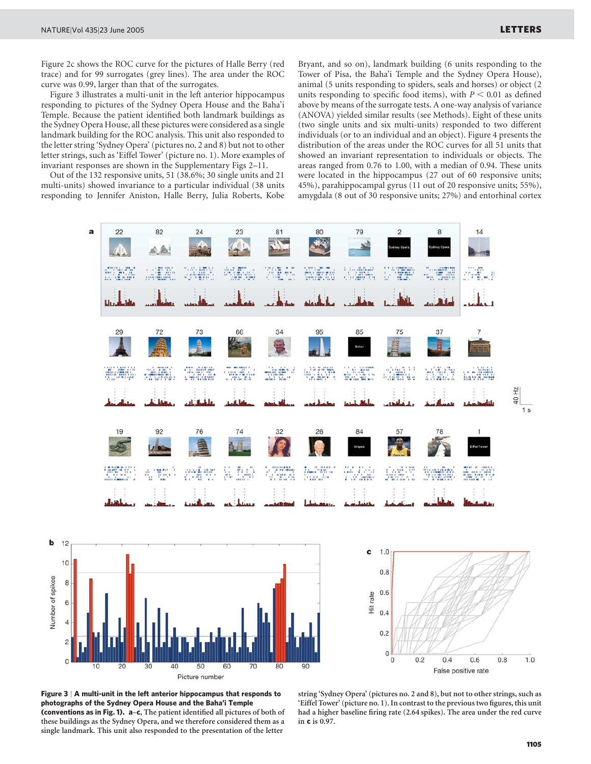Figure 2c shows the ROC curve for the pictures of Halle Berry (red trace) and for 99 surrogates (grey lines). The area under the ROC curve was 0.99, larger than that of the surrogates.

Figure 3 illustrates a multi-unit in the left anterior hippocampus responding to pictures of the Sydney Opera House and the Baha'i Temple. Because the patient identified both landmark buildings as the Sydney Opera House, all these pictures were considered as a single landmark building for the ROC analysis. This unit also responded to the letter string 'Sydney Opera' (pictures no. 2 and 8) but not to other letter strings, such as 'Eiffel Tower' (picture no. 1). More examples of invariant responses are shown in the Supplementary Figs 2–11.

Out of the 132 responsive units, 51 (38.6%; 30 single units and 21 multi-units) showed invariance to a particular individual (38 units responding to Jennifer Aniston, Halle Berry, Julia Roberts, Kobe Bryant, and so on), landmark building (6 units responding to the Tower of Pisa, the Baha'i Temple and the Sydney Opera House), animal (5 units responding to spiders, seals and horses) or object (2 units responding to specific food items), with $P < 0.01$ as defined above by means of the surrogate tests. A one-way analysis of variance (ANOVA) yielded similar results (see Methods). Eight of these units (two single units and six multi-units) responded to two different individuals (or to an individual and an object). Figure 4 presents the distribution of the areas under the ROC curves for all 51 units that showed an invariant representation to individuals or objects. The areas ranged from 0.76 to 1.00, with a median of 0.94. These units were located in the hippocampus (27 out of 60 responsive units; 45%), parahippocampal gyrus (11 out of 20 responsive units; 55%), amygdala (8 out of 30 responsive units; 27%) and entorhinal cortex

**Figure 3 | A multi-unit in the left anterior hippocampus that responds to photographs of the Sydney Opera House and the Baha'i Temple (conventions as in Fig. 1). a–c,** The patient identified all pictures of both of these buildings as the Sydney Opera, and we therefore considered them as a single landmark. This unit also responded to the presentation of the letter string 'Sydney Opera' (pictures no. 2 and 8), but not to other strings, such as 'Eiffel Tower' (picture no. 1). In contrast to the previous two figures, this unit had a higher baseline firing rate (2.64 spikes). The area under the red curve in **c** is 0.97.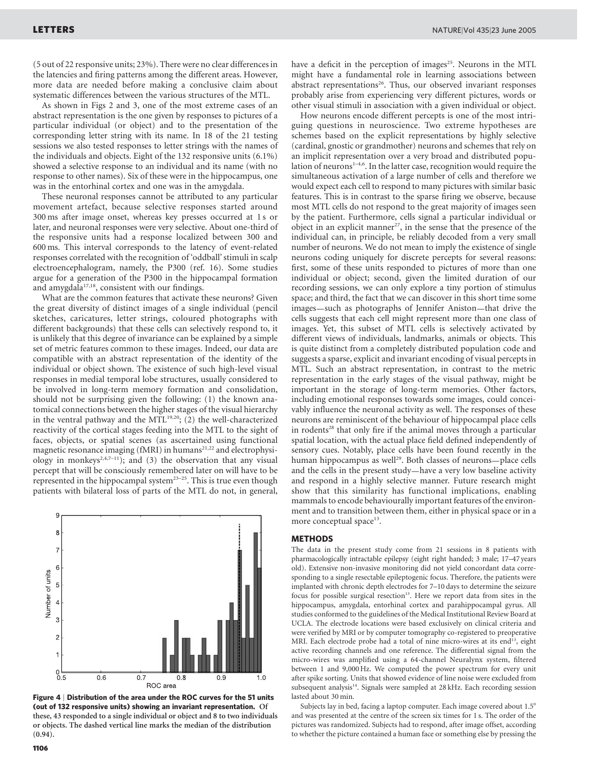(5 out of 22 responsive units; 23%). There were no clear differences in the latencies and firing patterns among the different areas. However, more data are needed before making a conclusive claim about systematic differences between the various structures of the MTL.

As shown in Figs 2 and 3, one of the most extreme cases of an abstract representation is the one given by responses to pictures of a particular individual (or object) and to the presentation of the corresponding letter string with its name. In 18 of the 21 testing sessions we also tested responses to letter strings with the names of the individuals and objects. Eight of the 132 responsive units (6.1%) showed a selective response to an individual and its name (with no response to other names). Six of these were in the hippocampus, one was in the entorhinal cortex and one was in the amygdala.

These neuronal responses cannot be attributed to any particular movement artefact, because selective responses started around 300 ms after image onset, whereas key presses occurred at 1 s or later, and neuronal responses were very selective. About one-third of the responsive units had a response localized between 300 and 600 ms. This interval corresponds to the latency of event-related responses correlated with the recognition of 'oddball' stimuli in scalp electroencephalogram, namely, the P300 (ref. 16). Some studies argue for a generation of the P300 in the hippocampal formation and amygdala[17,18], consistent with our findings.

What are the common features that activate these neurons? Given the great diversity of distinct images of a single individual (pencil sketches, caricatures, letter strings, coloured photographs with different backgrounds) that these cells can selectively respond to, it is unlikely that this degree of invariance can be explained by a simple set of metric features common to these images. Indeed, our data are compatible with an abstract representation of the identity of the individual or object shown. The existence of such high-level visual responses in medial temporal lobe structures, usually considered to be involved in long-term memory formation and consolidation, should not be surprising given the following: (1) the known anatomical connections between the higher stages of the visual hierarchy in the ventral pathway and the MTL[19,20]; (2) the well-characterized reactivity of the cortical stages feeding into the MTL to the sight of faces, objects, or spatial scenes (as ascertained using functional magnetic resonance imaging (fMRI) in humans[21,22] and electrophysiology in monkeys[2,4,7–11]); and (3) the observation that any visual percept that will be consciously remembered later on will have to be represented in the hippocampal system[23–25]. This is true even though patients with bilateral loss of parts of the MTL do not, in general, have a deficit in the perception of images[25]. Neurons in the MTL might have a fundamental role in learning associations between abstract representations[26]. Thus, our observed invariant responses probably arise from experiencing very different pictures, words or other visual stimuli in association with a given individual or object.

How neurons encode different percepts is one of the most intriguing questions in neuroscience. Two extreme hypotheses are schemes based on the explicit representations by highly selective (cardinal, gnostic or grandmother) neurons and schemes that rely on an implicit representation over a very broad and distributed population of neurons[1–4,6]. In the latter case, recognition would require the simultaneous activation of a large number of cells and therefore we would expect each cell to respond to many pictures with similar basic features. This is in contrast to the sparse firing we observe, because most MTL cells do not respond to the great majority of images seen by the patient. Furthermore, cells signal a particular individual or object in an explicit manner[27], in the sense that the presence of the individual can, in principle, be reliably decoded from a very small number of neurons. We do not mean to imply the existence of single neurons coding uniquely for discrete percepts for several reasons: first, some of these units responded to pictures of more than one individual or object; second, given the limited duration of our recording sessions, we can only explore a tiny portion of stimulus space; and third, the fact that we can discover in this short time some images—such as photographs of Jennifer Aniston—that drive the cells suggests that each cell might represent more than one class of images. Yet, this subset of MTL cells is selectively activated by different views of individuals, landmarks, animals or objects. This is quite distinct from a completely distributed population code and suggests a sparse, explicit and invariant encoding of visual percepts in MTL. Such an abstract representation, in contrast to the metric representation in the early stages of the visual pathway, might be important in the storage of long-term memories. Other factors, including emotional responses towards some images, could conceivably influence the neuronal activity as well. The responses of these neurons are reminiscent of the behaviour of hippocampal place cells in rodents[28] that only fire if the animal moves through a particular spatial location, with the actual place field defined independently of sensory cues. Notably, place cells have been found recently in the human hippocampus as well[29]. Both classes of neurons—place cells and the cells in the present study—have a very low baseline activity and respond in a highly selective manner. Future research might show that this similarity has functional implications, enabling mammals to encode behaviourally important features of the environment and to transition between them, either in physical space or in a more conceptual space[13].

Number of units
ROC area
0.5 0.6 0.7 0.8 0.9 1.0
0 1 2 3 4 5 6 7 8 9

**Figure 4 | Distribution of the area under the ROC curves for the 51 units (out of 132 responsive units) showing an invariant representation.** **Of these, 43 responded to a single individual or object and 8 to two individuals or objects. The dashed vertical line marks the median of the distribution (0.94).**

## METHODS

The data in the present study come from 21 sessions in 8 patients with pharmacologically intractable epilepsy (eight right handed; 3 male; 17–47 years old). Extensive non-invasive monitoring did not yield concordant data corresponding to a single resectable epileptogenic focus. Therefore, the patients were implanted with chronic depth electrodes for 7–10 days to determine the seizure focus for possible surgical resection[13]. Here we report data from sites in the hippocampus, amygdala, entorhinal cortex and parahippocampal gyrus. All studies conformed to the guidelines of the Medical Institutional Review Board at UCLA. The electrode locations were based exclusively on clinical criteria and were verified by MRI or by computer tomography co-registered to preoperative MRI. Each electrode probe had a total of nine micro-wires at its end[13], eight active recording channels and one reference. The differential signal from the micro-wires was amplified using a 64-channel Neuralynx system, filtered between 1 and 9,000 Hz. We computed the power spectrum for every unit after spike sorting. Units that showed evidence of line noise were excluded from subsequent analysis[14]. Signals were sampled at 28 kHz. Each recording session lasted about 30 min.

Subjects lay in bed, facing a laptop computer. Each image covered about 1.5° and was presented at the centre of the screen six times for 1 s. The order of the pictures was randomized. Subjects had to respond, after image offset, according to whether the picture contained a human face or something else by pressing the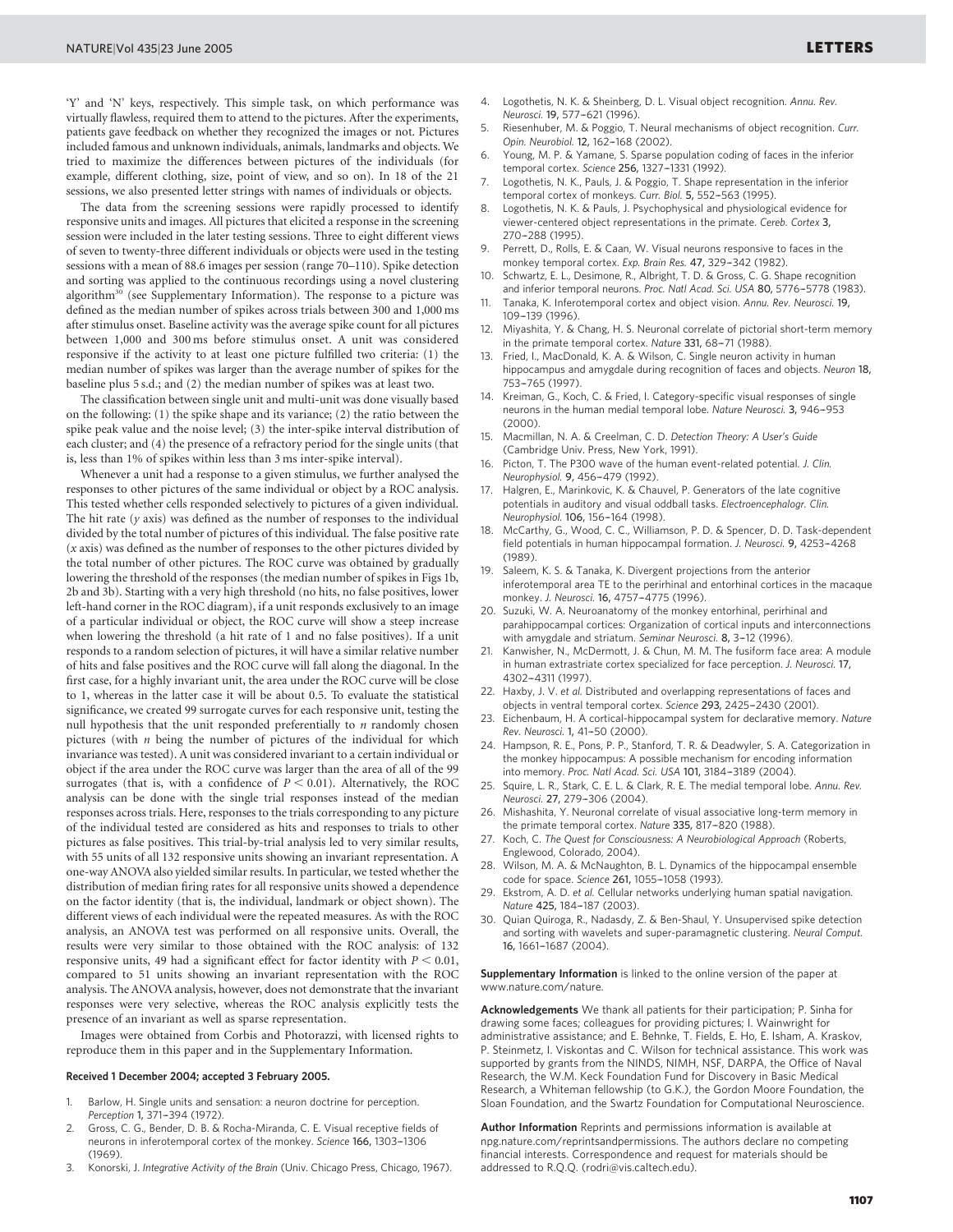'Y' and 'N' keys, respectively. This simple task, on which performance was virtually flawless, required them to attend to the pictures. After the experiments, patients gave feedback on whether they recognized the images or not. Pictures included famous and unknown individuals, animals, landmarks and objects. We tried to maximize the differences between pictures of the individuals (for example, different clothing, size, point of view, and so on). In 18 of the 21 sessions, we also presented letter strings with names of individuals or objects.

The data from the screening sessions were rapidly processed to identify responsive units and images. All pictures that elicited a response in the screening session were included in the later testing sessions. Three to eight different views of seven to twenty-three different individuals or objects were used in the testing sessions with a mean of 88.6 images per session (range 70–110). Spike detection and sorting was applied to the continuous recordings using a novel clustering algorithm[30] (see Supplementary Information). The response to a picture was defined as the median number of spikes across trials between 300 and 1,000 ms after stimulus onset. Baseline activity was the average spike count for all pictures between 1,000 and 300 ms before stimulus onset. A unit was considered responsive if the activity to at least one picture fulfilled two criteria: (1) the median number of spikes was larger than the average number of spikes for the baseline plus 5 s.d.; and (2) the median number of spikes was at least two.

The classification between single unit and multi-unit was done visually based on the following: (1) the spike shape and its variance; (2) the ratio between the spike peak value and the noise level; (3) the inter-spike interval distribution of each cluster; and (4) the presence of a refractory period for the single units (that is, less than 1% of spikes within less than 3 ms inter-spike interval).

Whenever a unit had a response to a given stimulus, we further analysed the responses to other pictures of the same individual or object by a ROC analysis. This tested whether cells responded selectively to pictures of a given individual. The hit rate ($y$ axis) was defined as the number of responses to the individual divided by the total number of pictures of this individual. The false positive rate ($x$ axis) was defined as the number of responses to the other pictures divided by the total number of other pictures. The ROC curve was obtained by gradually lowering the threshold of the responses (the median number of spikes in Figs 1b, 2b and 3b). Starting with a very high threshold (no hits, no false positives, lower left-hand corner in the ROC diagram), if a unit responds exclusively to an image of a particular individual or object, the ROC curve will show a steep increase when lowering the threshold (a hit rate of 1 and no false positives). If a unit responds to a random selection of pictures, it will have a similar relative number of hits and false positives and the ROC curve will fall along the diagonal. In the first case, for a highly invariant unit, the area under the ROC curve will be close to 1, whereas in the latter case it will be about 0.5. To evaluate the statistical significance, we created 99 surrogate curves for each responsive unit, testing the null hypothesis that the unit responded preferentially to $n$ randomly chosen pictures (with $n$ being the number of pictures of the individual for which invariance was tested). A unit was considered invariant to a certain individual or object if the area under the ROC curve was larger than the area of all of the 99 surrogates (that is, with a confidence of $P < 0.01$). Alternatively, the ROC analysis can be done with the single trial responses instead of the median responses across trials. Here, responses to the trials corresponding to any picture of the individual tested are considered as hits and responses to trials to other pictures as false positives. This trial-by-trial analysis led to very similar results, with 55 units of all 132 responsive units showing an invariant representation. A one-way ANOVA also yielded similar results. In particular, we tested whether the distribution of median firing rates for all responsive units showed a dependence on the factor identity (that is, the individual, landmark or object shown). The different views of each individual were the repeated measures. As with the ROC analysis, an ANOVA test was performed on all responsive units. Overall, the results were very similar to those obtained with the ROC analysis: of 132 responsive units, 49 had a significant effect for factor identity with $P < 0.01$, compared to 51 units showing an invariant representation with the ROC analysis. The ANOVA analysis, however, does not demonstrate that the invariant responses were very selective, whereas the ROC analysis explicitly tests the presence of an invariant as well as sparse representation.

Images were obtained from Corbis and Photorazzi, with licensed rights to reproduce them in this paper and in the Supplementary Information.

**Received 1 December 2004; accepted 3 February 2005.**

1. Barlow, H. Single units and sensation: a neuron doctrine for perception. *Perception* **1**, 371–394 (1972).
2. Gross, C. G., Bender, D. B. & Rocha-Miranda, C. E. Visual receptive fields of neurons in inferotemporal cortex of the monkey. *Science* **166**, 1303–1306 (1969).
3. Konorski, J. *Integrative Activity of the Brain* (Univ. Chicago Press, Chicago, 1967).
4. Logothetis, N. K. & Sheinberg, D. L. Visual object recognition. *Annu. Rev. Neurosci.* **19**, 577–621 (1996).
5. Riesenhuber, M. & Poggio, T. Neural mechanisms of object recognition. *Curr. Opin. Neurobiol.* **12**, 162–168 (2002).
6. Young, M. P. & Yamane, S. Sparse population coding of faces in the inferior temporal cortex. *Science* **256**, 1327–1331 (1992).
7. Logothetis, N. K., Pauls, J. & Poggio, T. Shape representation in the inferior temporal cortex of monkeys. *Curr. Biol.* **5**, 552–563 (1995).
8. Logothetis, N. K. & Pauls, J. Psychophysical and physiological evidence for viewer-centered object representations in the primate. *Cereb. Cortex* **3**, 270–288 (1995).
9. Perrett, D., Rolls, E. & Caan, W. Visual neurons responsive to faces in the monkey temporal cortex. *Exp. Brain Res.* **47**, 329–342 (1982).
10. Schwartz, E. L., Desimone, R., Albright, T. D. & Gross, C. G. Shape recognition and inferior temporal neurons. *Proc. Natl Acad. Sci. USA* **80**, 5776–5778 (1983).
11. Tanaka, K. Inferotemporal cortex and object vision. *Annu. Rev. Neurosci.* **19**, 109–139 (1996).
12. Miyashita, Y. & Chang, H. S. Neuronal correlate of pictorial short-term memory in the primate temporal cortex. *Nature* **331**, 68–71 (1988).
13. Fried, I., MacDonald, K. A. & Wilson, C. Single neuron activity in human hippocampus and amygdala during recognition of faces and objects. *Neuron* **18**, 753–765 (1997).
14. Kreiman, G., Koch, C. & Fried, I. Category-specific visual responses of single neurons in the human medial temporal lobe. *Nature Neurosci.* **3**, 946–953 (2000).
15. Macmillan, N. A. & Creelman, C. D. *Detection Theory: A User's Guide* (Cambridge Univ. Press, New York, 1991).
16. Picton, T. The P300 wave of the human event-related potential. *J. Clin. Neurophysiol.* **9**, 456–479 (1992).
17. Halgren, E., Marinkovic, K. & Chauvel, P. Generators of the late cognitive potentials in auditory and visual oddball tasks. *Electroencephalogr. Clin. Neurophysiol.* **106**, 156–164 (1998).
18. McCarthy, G., Wood, C. C., Williamson, P. D. & Spencer, D. D. Task-dependent field potentials in human hippocampal formation. *J. Neurosci.* **9**, 4253–4268 (1989).
19. Saleem, K. S. & Tanaka, K. Divergent projections from the anterior inferotemporal area TE to the perirhinal and entorhinal cortices in the macaque monkey. *J. Neurosci.* **16**, 4757–4775 (1996).
20. Suzuki, W. A. Neuroanatomy of the monkey entorhinal, perirhinal and parahippocampal cortices: Organization of cortical inputs and interconnections with amygdale and striatum. *Seminar Neurosci.* **8**, 3–12 (1996).
21. Kanwisher, N., McDermott, J. & Chun, M. M. The fusiform face area: A module in human extrastriate cortex specialized for face perception. *J. Neurosci.* **17**, 4302–4311 (1997).
22. Haxby, J. V. *et al.* Distributed and overlapping representations of faces and objects in ventral temporal cortex. *Science* **293**, 2425–2430 (2001).
23. Eichenbaum, H. A cortical-hippocampal system for declarative memory. *Nature Rev. Neurosci.* **1**, 41–50 (2000).
24. Hampson, R. E., Pons, P. P., Stanford, T. R. & Deadwyler, S. A. Categorization in the monkey hippocampus: A possible mechanism for encoding information into memory. *Proc. Natl Acad. Sci. USA* **101**, 3184–3189 (2004).
25. Squire, L. R., Stark, C. E. L. & Clark, R. E. The medial temporal lobe. *Annu. Rev. Neurosci.* **27**, 279–306 (2004).
26. Mishashita, Y. Neuronal correlate of visual associative long-term memory in the primate temporal cortex. *Nature* **335**, 817–820 (1988).
27. Koch, C. *The Quest for Consciousness: A Neurobiological Approach* (Roberts, Englewood, Colorado, 2004).
28. Wilson, M. A. & McNaughton, B. L. Dynamics of the hippocampal ensemble code for space. *Science* **261**, 1055–1058 (1993).
29. Ekstrom, A. D. *et al.* Cellular networks underlying human spatial navigation. *Nature* **425**, 184–187 (2003).
30. Quian Quiroga, R., Nadasdy, Z. & Ben-Shaul, Y. Unsupervised spike detection and sorting with wavelets and super-paramagnetic clustering. *Neural Comput.* **16**, 1661–1687 (2004).

**Supplementary Information** is linked to the online version of the paper at www.nature.com/nature.

**Acknowledgements** We thank all patients for their participation; P. Sinha for drawing some faces; colleagues for providing pictures; I. Wainwright for administrative assistance; and E. Behnke, T. Fields, E. Ho, E. Isham, A. Kraskov, P. Steinmetz, I. Viskontas and C. Wilson for technical assistance. This work was supported by grants from the NINDS, NIMH, NSF, DARPA, the Office of Naval Research, the W.M. Keck Foundation Fund for Discovery in Basic Medical Research, a Whiteman fellowship (to G.K.), the Gordon Moore Foundation, the Sloan Foundation, and the Swartz Foundation for Computational Neuroscience.

**Author Information** Reprints and permissions information is available at npg.nature.com/reprintsandpermissions. The authors declare no competing financial interests. Correspondence and request for materials should be addressed to R.Q.Q. (rodri@vis.caltech.edu).